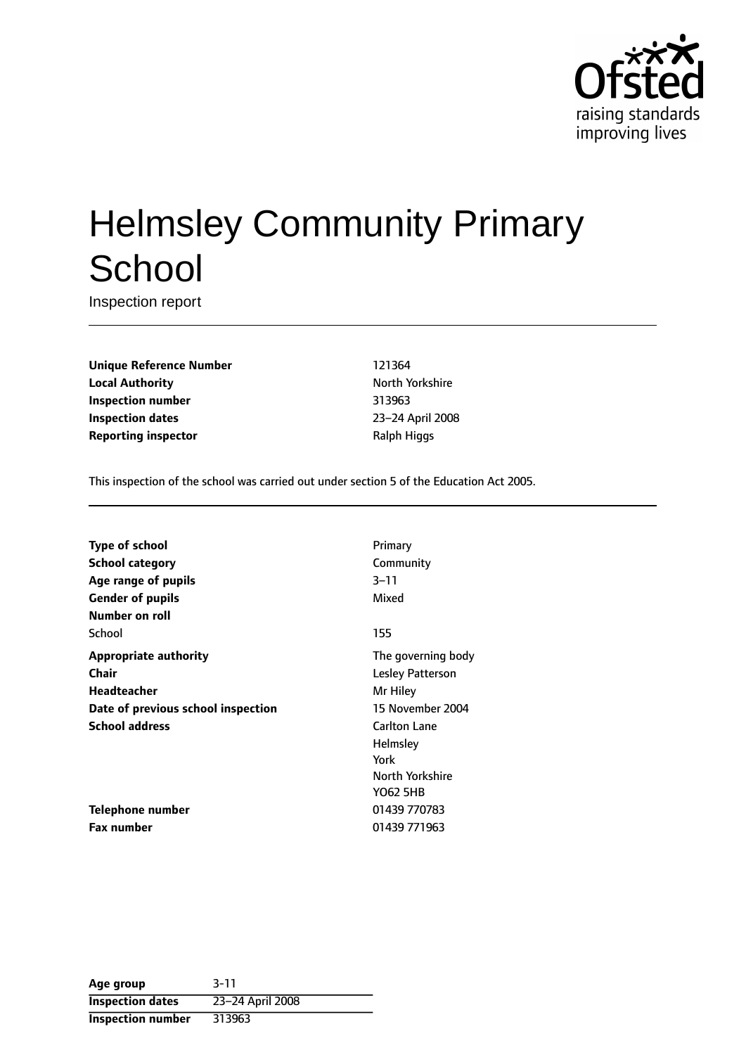Ofsted
raising standards
improving lives

# Helmsley Community Primary School

Inspection report

| | |
|---|---|
| **Unique Reference Number** | 121364 |
| **Local Authority** | North Yorkshire |
| **Inspection number** | 313963 |
| **Inspection dates** | 23–24 April 2008 |
| **Reporting inspector** | Ralph Higgs |

This inspection of the school was carried out under section 5 of the Education Act 2005.

| | |
|---|---|
| **Type of school** | Primary |
| **School category** | Community |
| **Age range of pupils** | 3–11 |
| **Gender of pupils** | Mixed |
| **Number on roll** | |
| School | 155 |
| **Appropriate authority** | The governing body |
| **Chair** | Lesley Patterson |
| **Headteacher** | Mr Hiley |
| **Date of previous school inspection** | 15 November 2004 |
| **School address** | Carlton Lane<br>Helmsley<br>York<br>North Yorkshire<br>YO62 5HB |
| **Telephone number** | 01439 770783 |
| **Fax number** | 01439 771963 |

| | |
|---|---|
| **Age group** | 3-11 |
| **Inspection dates** | 23–24 April 2008 |
| **Inspection number** | 313963 |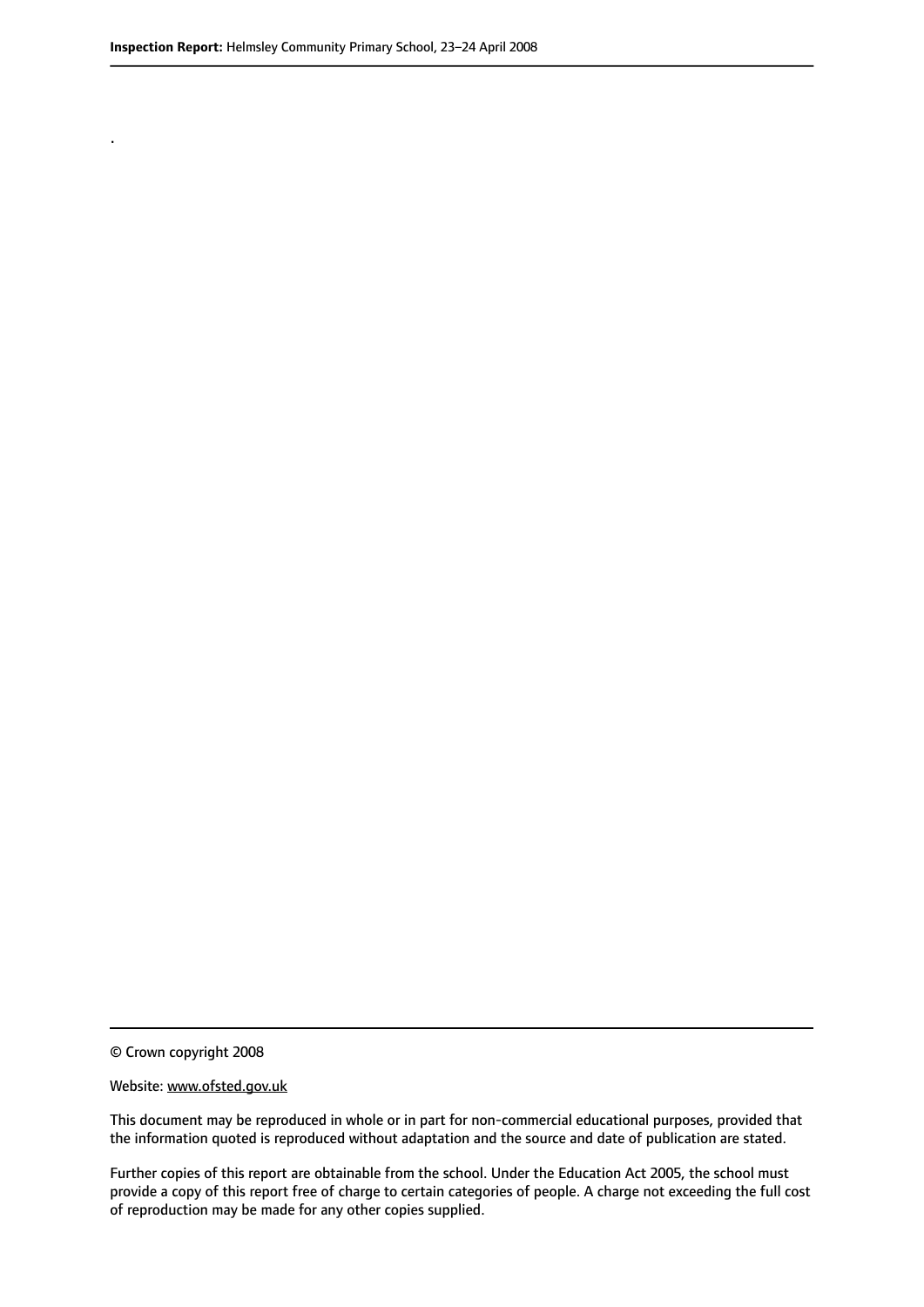.

© Crown copyright 2008

Website: www.ofsted.gov.uk

This document may be reproduced in whole or in part for non-commercial educational purposes, provided that the information quoted is reproduced without adaptation and the source and date of publication are stated.

Further copies of this report are obtainable from the school. Under the Education Act 2005, the school must provide a copy of this report free of charge to certain categories of people. A charge not exceeding the full cost of reproduction may be made for any other copies supplied.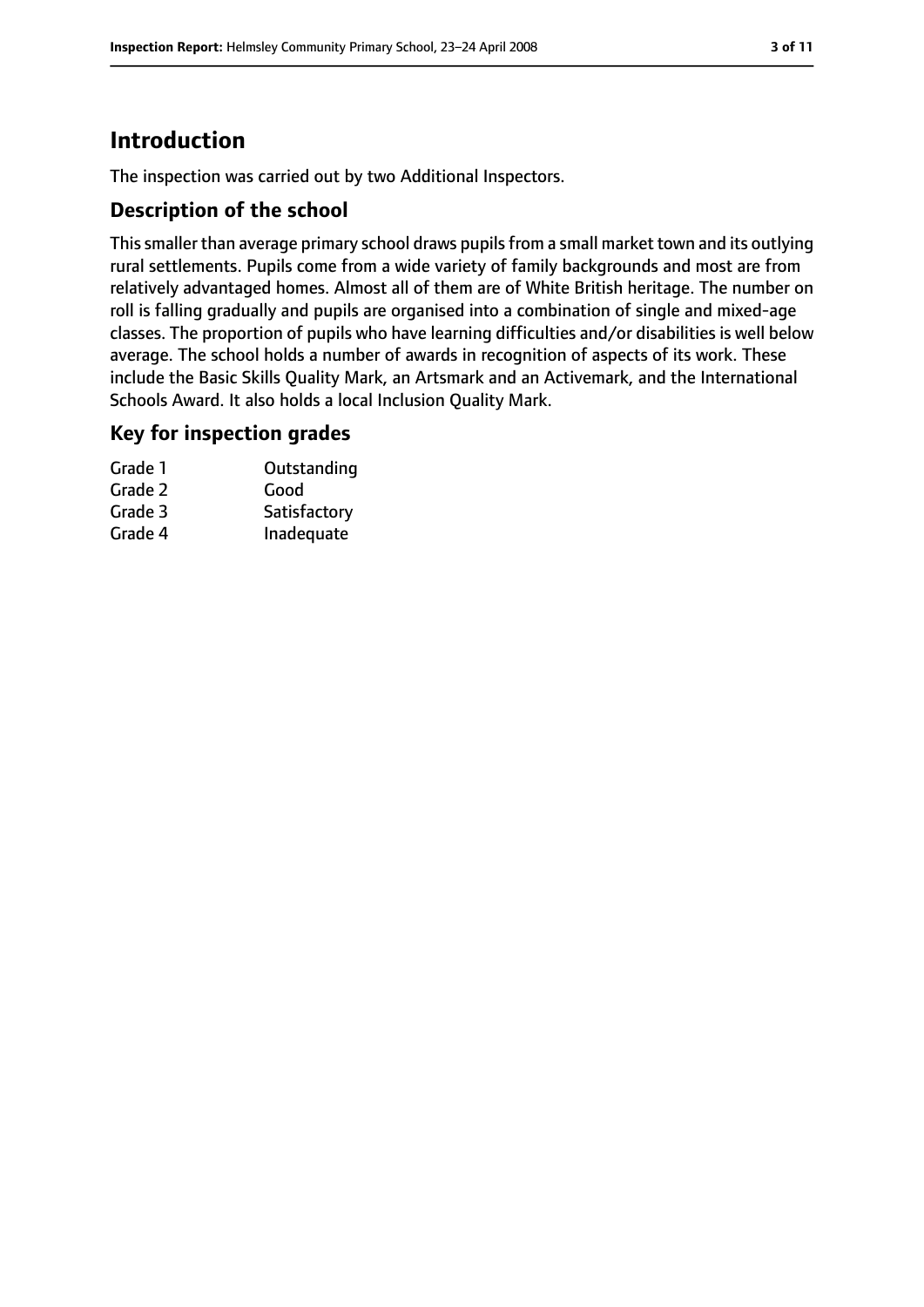# Introduction

The inspection was carried out by two Additional Inspectors.

## Description of the school

This smaller than average primary school draws pupils from a small market town and its outlying rural settlements. Pupils come from a wide variety of family backgrounds and most are from relatively advantaged homes. Almost all of them are of White British heritage. The number on roll is falling gradually and pupils are organised into a combination of single and mixed-age classes. The proportion of pupils who have learning difficulties and/or disabilities is well below average. The school holds a number of awards in recognition of aspects of its work. These include the Basic Skills Quality Mark, an Artsmark and an Activemark, and the International Schools Award. It also holds a local Inclusion Quality Mark.

## Key for inspection grades

| | |
|---|---|
| Grade 1 | Outstanding |
| Grade 2 | Good |
| Grade 3 | Satisfactory |
| Grade 4 | Inadequate |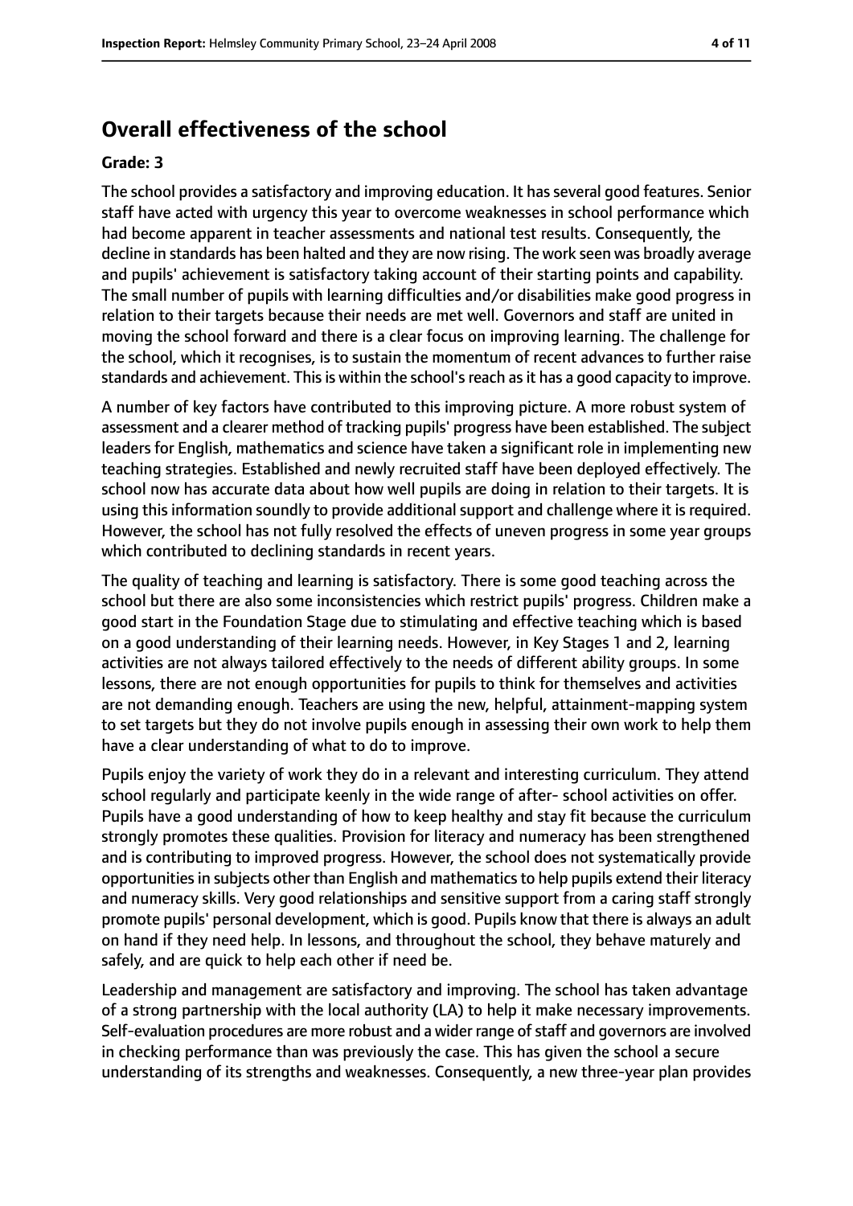## Overall effectiveness of the school

### Grade: 3

The school provides a satisfactory and improving education. It has several good features. Senior staff have acted with urgency this year to overcome weaknesses in school performance which had become apparent in teacher assessments and national test results. Consequently, the decline in standards has been halted and they are now rising. The work seen was broadly average and pupils' achievement is satisfactory taking account of their starting points and capability. The small number of pupils with learning difficulties and/or disabilities make good progress in relation to their targets because their needs are met well. Governors and staff are united in moving the school forward and there is a clear focus on improving learning. The challenge for the school, which it recognises, is to sustain the momentum of recent advances to further raise standards and achievement. This is within the school's reach as it has a good capacity to improve.

A number of key factors have contributed to this improving picture. A more robust system of assessment and a clearer method of tracking pupils' progress have been established. The subject leaders for English, mathematics and science have taken a significant role in implementing new teaching strategies. Established and newly recruited staff have been deployed effectively. The school now has accurate data about how well pupils are doing in relation to their targets. It is using this information soundly to provide additional support and challenge where it is required. However, the school has not fully resolved the effects of uneven progress in some year groups which contributed to declining standards in recent years.

The quality of teaching and learning is satisfactory. There is some good teaching across the school but there are also some inconsistencies which restrict pupils' progress. Children make a good start in the Foundation Stage due to stimulating and effective teaching which is based on a good understanding of their learning needs. However, in Key Stages 1 and 2, learning activities are not always tailored effectively to the needs of different ability groups. In some lessons, there are not enough opportunities for pupils to think for themselves and activities are not demanding enough. Teachers are using the new, helpful, attainment-mapping system to set targets but they do not involve pupils enough in assessing their own work to help them have a clear understanding of what to do to improve.

Pupils enjoy the variety of work they do in a relevant and interesting curriculum. They attend school regularly and participate keenly in the wide range of after- school activities on offer. Pupils have a good understanding of how to keep healthy and stay fit because the curriculum strongly promotes these qualities. Provision for literacy and numeracy has been strengthened and is contributing to improved progress. However, the school does not systematically provide opportunities in subjects other than English and mathematics to help pupils extend their literacy and numeracy skills. Very good relationships and sensitive support from a caring staff strongly promote pupils' personal development, which is good. Pupils know that there is always an adult on hand if they need help. In lessons, and throughout the school, they behave maturely and safely, and are quick to help each other if need be.

Leadership and management are satisfactory and improving. The school has taken advantage of a strong partnership with the local authority (LA) to help it make necessary improvements. Self-evaluation procedures are more robust and a wider range of staff and governors are involved in checking performance than was previously the case. This has given the school a secure understanding of its strengths and weaknesses. Consequently, a new three-year plan provides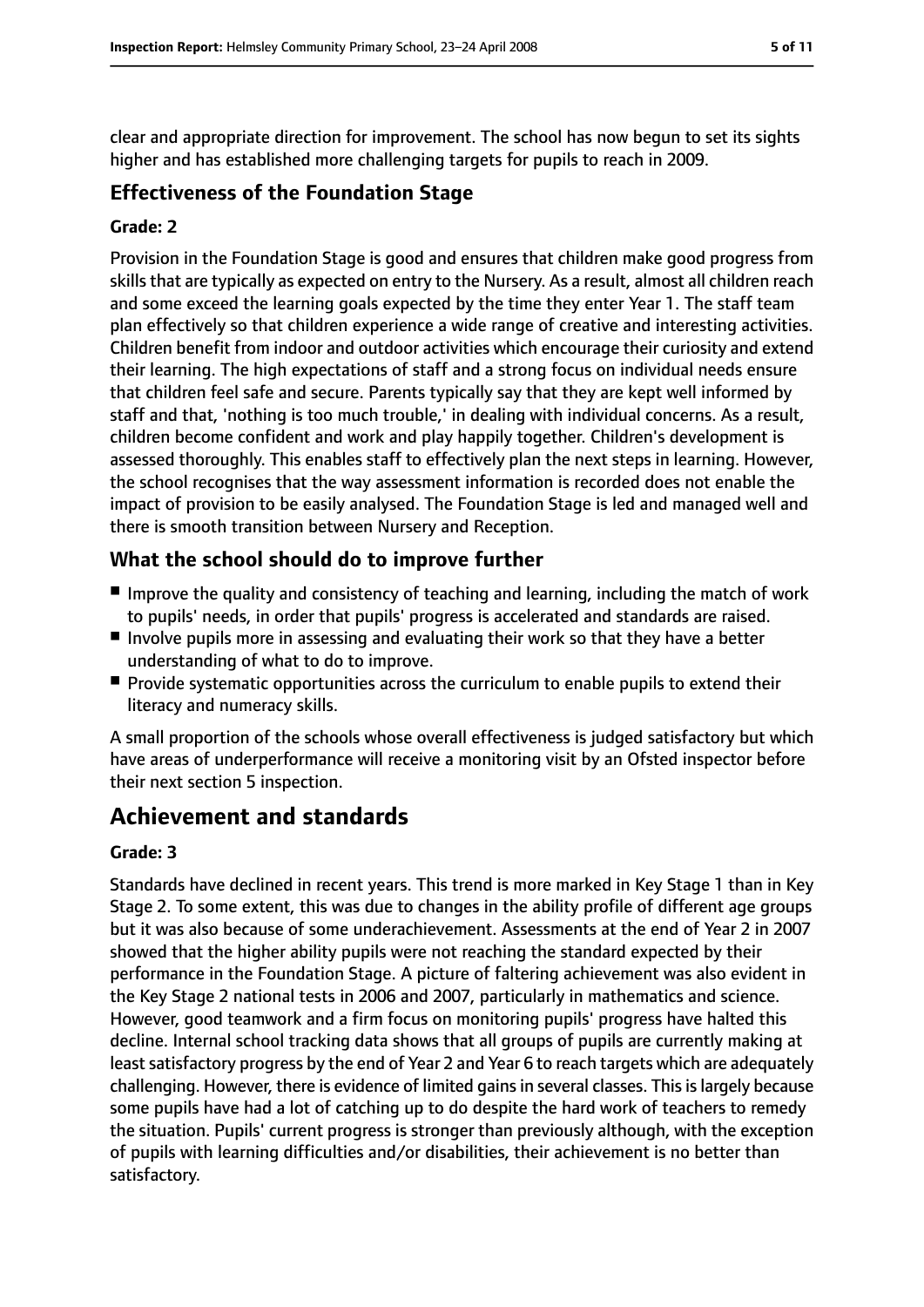clear and appropriate direction for improvement. The school has now begun to set its sights higher and has established more challenging targets for pupils to reach in 2009.

### Effectiveness of the Foundation Stage

#### Grade: 2

Provision in the Foundation Stage is good and ensures that children make good progress from skills that are typically as expected on entry to the Nursery. As a result, almost all children reach and some exceed the learning goals expected by the time they enter Year 1. The staff team plan effectively so that children experience a wide range of creative and interesting activities. Children benefit from indoor and outdoor activities which encourage their curiosity and extend their learning. The high expectations of staff and a strong focus on individual needs ensure that children feel safe and secure. Parents typically say that they are kept well informed by staff and that, 'nothing is too much trouble,' in dealing with individual concerns. As a result, children become confident and work and play happily together. Children's development is assessed thoroughly. This enables staff to effectively plan the next steps in learning. However, the school recognises that the way assessment information is recorded does not enable the impact of provision to be easily analysed. The Foundation Stage is led and managed well and there is smooth transition between Nursery and Reception.

### What the school should do to improve further

- Improve the quality and consistency of teaching and learning, including the match of work to pupils' needs, in order that pupils' progress is accelerated and standards are raised.
- Involve pupils more in assessing and evaluating their work so that they have a better understanding of what to do to improve.
- Provide systematic opportunities across the curriculum to enable pupils to extend their literacy and numeracy skills.

A small proportion of the schools whose overall effectiveness is judged satisfactory but which have areas of underperformance will receive a monitoring visit by an Ofsted inspector before their next section 5 inspection.

## Achievement and standards

#### Grade: 3

Standards have declined in recent years. This trend is more marked in Key Stage 1 than in Key Stage 2. To some extent, this was due to changes in the ability profile of different age groups but it was also because of some underachievement. Assessments at the end of Year 2 in 2007 showed that the higher ability pupils were not reaching the standard expected by their performance in the Foundation Stage. A picture of faltering achievement was also evident in the Key Stage 2 national tests in 2006 and 2007, particularly in mathematics and science. However, good teamwork and a firm focus on monitoring pupils' progress have halted this decline. Internal school tracking data shows that all groups of pupils are currently making at least satisfactory progress by the end of Year 2 and Year 6 to reach targets which are adequately challenging. However, there is evidence of limited gains in several classes. This is largely because some pupils have had a lot of catching up to do despite the hard work of teachers to remedy the situation. Pupils' current progress is stronger than previously although, with the exception of pupils with learning difficulties and/or disabilities, their achievement is no better than satisfactory.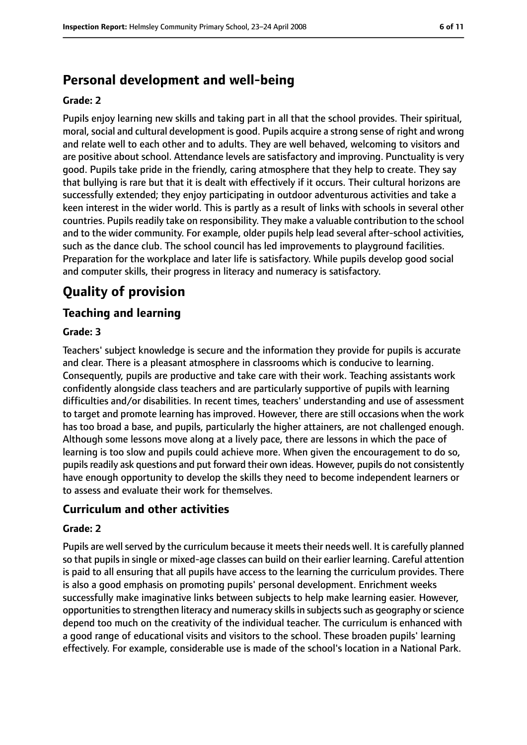## Personal development and well-being

**Grade: 2**

Pupils enjoy learning new skills and taking part in all that the school provides. Their spiritual, moral, social and cultural development is good. Pupils acquire a strong sense of right and wrong and relate well to each other and to adults. They are well behaved, welcoming to visitors and are positive about school. Attendance levels are satisfactory and improving. Punctuality is very good. Pupils take pride in the friendly, caring atmosphere that they help to create. They say that bullying is rare but that it is dealt with effectively if it occurs. Their cultural horizons are successfully extended; they enjoy participating in outdoor adventurous activities and take a keen interest in the wider world. This is partly as a result of links with schools in several other countries. Pupils readily take on responsibility. They make a valuable contribution to the school and to the wider community. For example, older pupils help lead several after-school activities, such as the dance club. The school council has led improvements to playground facilities. Preparation for the workplace and later life is satisfactory. While pupils develop good social and computer skills, their progress in literacy and numeracy is satisfactory.

# Quality of provision

## Teaching and learning

**Grade: 3**

Teachers' subject knowledge is secure and the information they provide for pupils is accurate and clear. There is a pleasant atmosphere in classrooms which is conducive to learning. Consequently, pupils are productive and take care with their work. Teaching assistants work confidently alongside class teachers and are particularly supportive of pupils with learning difficulties and/or disabilities. In recent times, teachers' understanding and use of assessment to target and promote learning has improved. However, there are still occasions when the work has too broad a base, and pupils, particularly the higher attainers, are not challenged enough. Although some lessons move along at a lively pace, there are lessons in which the pace of learning is too slow and pupils could achieve more. When given the encouragement to do so, pupils readily ask questions and put forward their own ideas. However, pupils do not consistently have enough opportunity to develop the skills they need to become independent learners or to assess and evaluate their work for themselves.

## Curriculum and other activities

**Grade: 2**

Pupils are well served by the curriculum because it meets their needs well. It is carefully planned so that pupils in single or mixed-age classes can build on their earlier learning. Careful attention is paid to all ensuring that all pupils have access to the learning the curriculum provides. There is also a good emphasis on promoting pupils' personal development. Enrichment weeks successfully make imaginative links between subjects to help make learning easier. However, opportunities to strengthen literacy and numeracy skills in subjects such as geography or science depend too much on the creativity of the individual teacher. The curriculum is enhanced with a good range of educational visits and visitors to the school. These broaden pupils' learning effectively. For example, considerable use is made of the school's location in a National Park.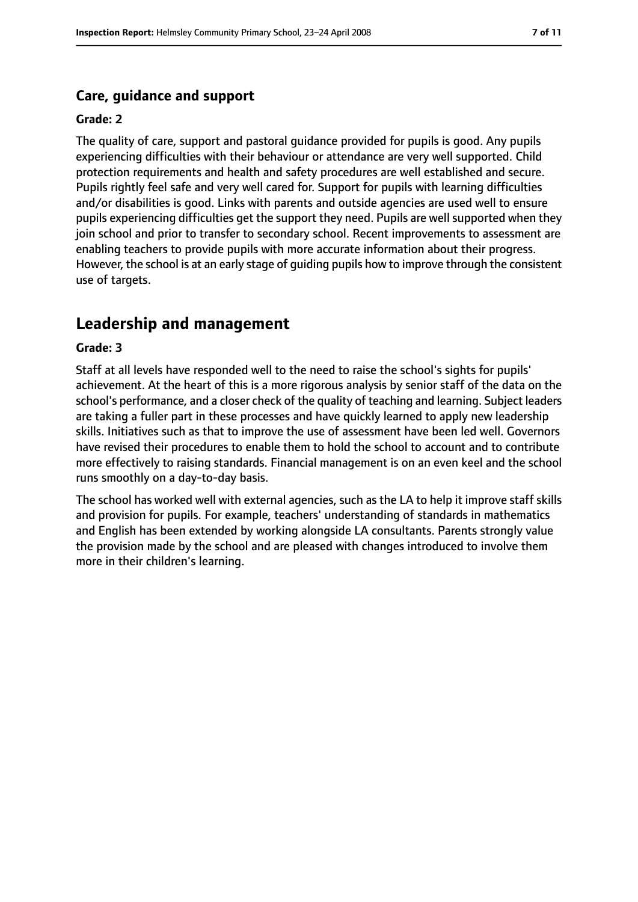### Care, guidance and support

**Grade: 2**

The quality of care, support and pastoral guidance provided for pupils is good. Any pupils experiencing difficulties with their behaviour or attendance are very well supported. Child protection requirements and health and safety procedures are well established and secure. Pupils rightly feel safe and very well cared for. Support for pupils with learning difficulties and/or disabilities is good. Links with parents and outside agencies are used well to ensure pupils experiencing difficulties get the support they need. Pupils are well supported when they join school and prior to transfer to secondary school. Recent improvements to assessment are enabling teachers to provide pupils with more accurate information about their progress. However, the school is at an early stage of guiding pupils how to improve through the consistent use of targets.

## Leadership and management

**Grade: 3**

Staff at all levels have responded well to the need to raise the school's sights for pupils' achievement. At the heart of this is a more rigorous analysis by senior staff of the data on the school's performance, and a closer check of the quality of teaching and learning. Subject leaders are taking a fuller part in these processes and have quickly learned to apply new leadership skills. Initiatives such as that to improve the use of assessment have been led well. Governors have revised their procedures to enable them to hold the school to account and to contribute more effectively to raising standards. Financial management is on an even keel and the school runs smoothly on a day-to-day basis.

The school has worked well with external agencies, such as the LA to help it improve staff skills and provision for pupils. For example, teachers' understanding of standards in mathematics and English has been extended by working alongside LA consultants. Parents strongly value the provision made by the school and are pleased with changes introduced to involve them more in their children's learning.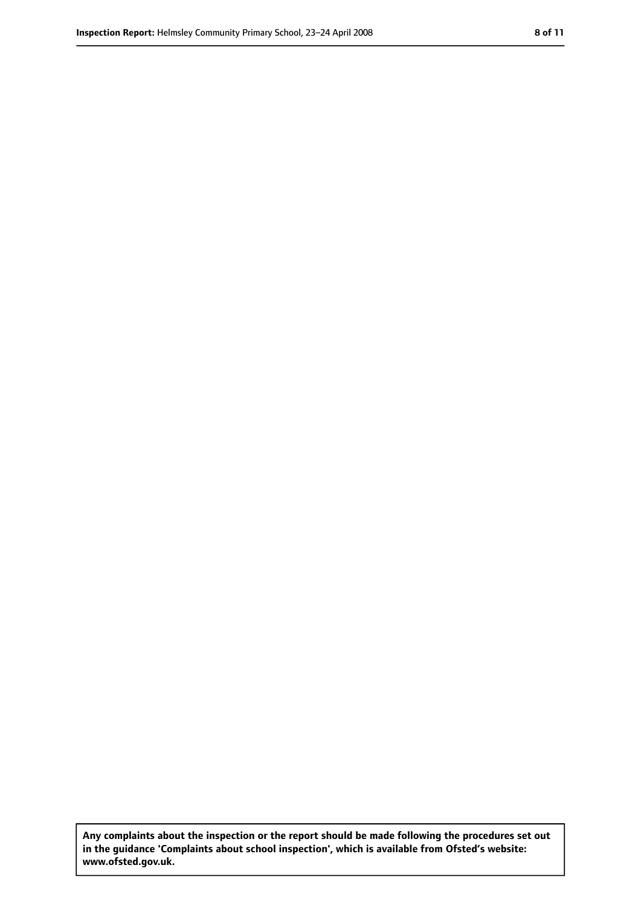**Any complaints about the inspection or the report should be made following the procedures set out in the guidance 'Complaints about school inspection', which is available from Ofsted's website: www.ofsted.gov.uk.**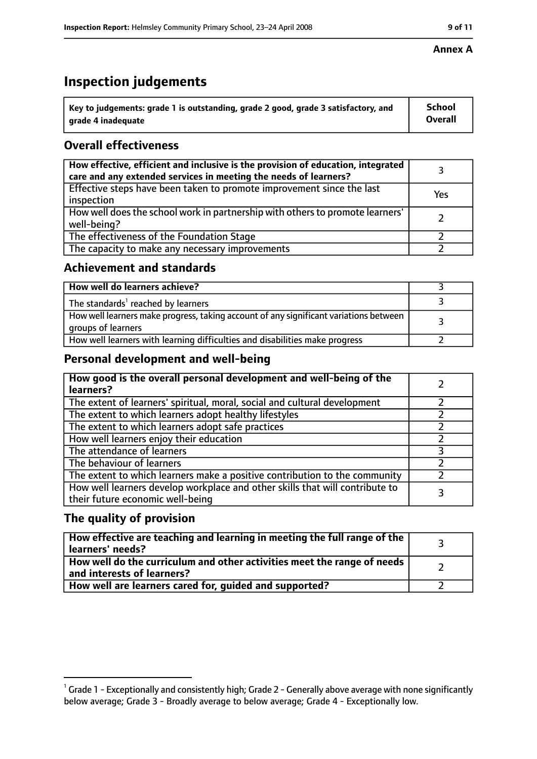**Annex A**

# Inspection judgements

| Key to judgements: grade 1 is outstanding, grade 2 good, grade 3 satisfactory, and grade 4 inadequate | School Overall |
| --- | --- |

## Overall effectiveness

| | |
| --- | --- |
| **How effective, efficient and inclusive is the provision of education, integrated care and any extended services in meeting the needs of learners?** | 3 |
| Effective steps have been taken to promote improvement since the last inspection | Yes |
| How well does the school work in partnership with others to promote learners' well-being? | 2 |
| The effectiveness of the Foundation Stage | 2 |
| The capacity to make any necessary improvements | 2 |

## Achievement and standards

| | |
| --- | --- |
| **How well do learners achieve?** | 3 |
| The standards[1] reached by learners | 3 |
| How well learners make progress, taking account of any significant variations between groups of learners | 3 |
| How well learners with learning difficulties and disabilities make progress | 2 |

## Personal development and well-being

| | |
| --- | --- |
| **How good is the overall personal development and well-being of the learners?** | 2 |
| The extent of learners' spiritual, moral, social and cultural development | 2 |
| The extent to which learners adopt healthy lifestyles | 2 |
| The extent to which learners adopt safe practices | 2 |
| How well learners enjoy their education | 2 |
| The attendance of learners | 3 |
| The behaviour of learners | 2 |
| The extent to which learners make a positive contribution to the community | 2 |
| How well learners develop workplace and other skills that will contribute to their future economic well-being | 3 |

## The quality of provision

| | |
| --- | --- |
| **How effective are teaching and learning in meeting the full range of the learners' needs?** | 3 |
| **How well do the curriculum and other activities meet the range of needs and interests of learners?** | 2 |
| **How well are learners cared for, guided and supported?** | 2 |

[1] Grade 1 - Exceptionally and consistently high; Grade 2 - Generally above average with none significantly below average; Grade 3 - Broadly average to below average; Grade 4 - Exceptionally low.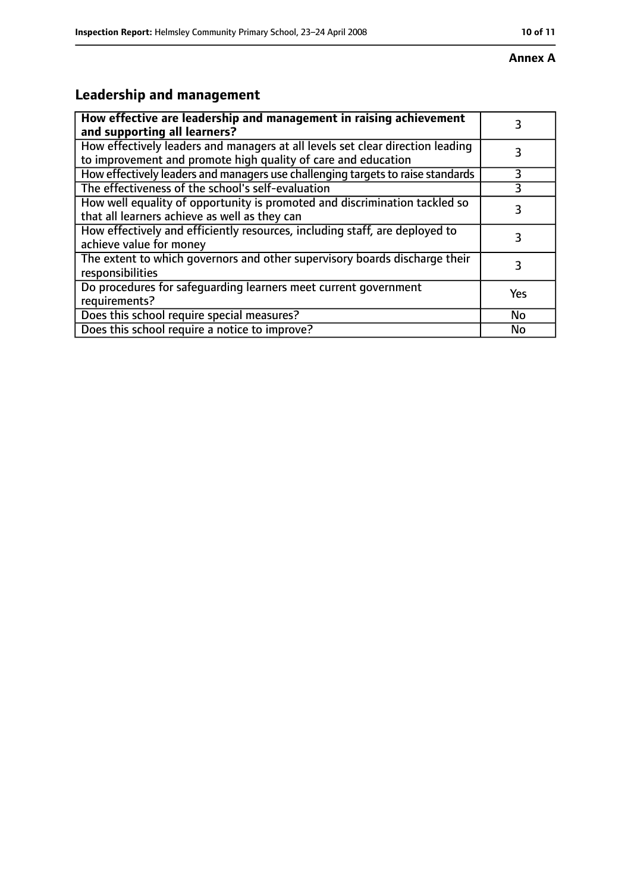**Annex A**

## Leadership and management

| **How effective are leadership and management in raising achievement and supporting all learners?** | 3 |
|---|---|
| How effectively leaders and managers at all levels set clear direction leading to improvement and promote high quality of care and education | 3 |
| How effectively leaders and managers use challenging targets to raise standards | 3 |
| The effectiveness of the school's self-evaluation | 3 |
| How well equality of opportunity is promoted and discrimination tackled so that all learners achieve as well as they can | 3 |
| How effectively and efficiently resources, including staff, are deployed to achieve value for money | 3 |
| The extent to which governors and other supervisory boards discharge their responsibilities | 3 |
| Do procedures for safeguarding learners meet current government requirements? | Yes |
| Does this school require special measures? | No |
| Does this school require a notice to improve? | No |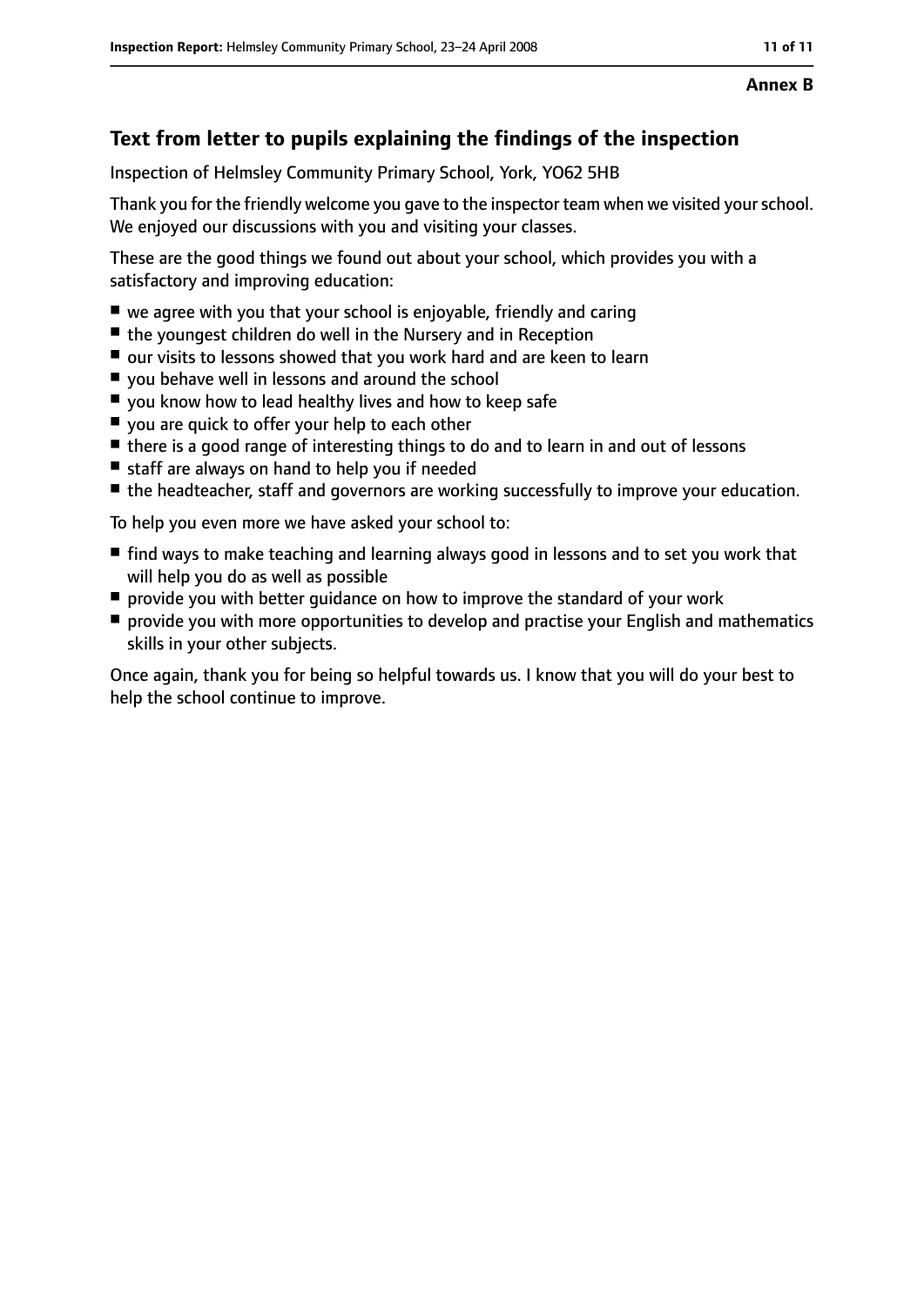**Annex B**

## Text from letter to pupils explaining the findings of the inspection

Inspection of Helmsley Community Primary School, York, YO62 5HB

Thank you for the friendly welcome you gave to the inspector team when we visited your school. We enjoyed our discussions with you and visiting your classes.

These are the good things we found out about your school, which provides you with a satisfactory and improving education:

- we agree with you that your school is enjoyable, friendly and caring
- the youngest children do well in the Nursery and in Reception
- our visits to lessons showed that you work hard and are keen to learn
- you behave well in lessons and around the school
- you know how to lead healthy lives and how to keep safe
- you are quick to offer your help to each other
- there is a good range of interesting things to do and to learn in and out of lessons
- staff are always on hand to help you if needed
- the headteacher, staff and governors are working successfully to improve your education.

To help you even more we have asked your school to:

- find ways to make teaching and learning always good in lessons and to set you work that will help you do as well as possible
- provide you with better guidance on how to improve the standard of your work
- provide you with more opportunities to develop and practise your English and mathematics skills in your other subjects.

Once again, thank you for being so helpful towards us. I know that you will do your best to help the school continue to improve.